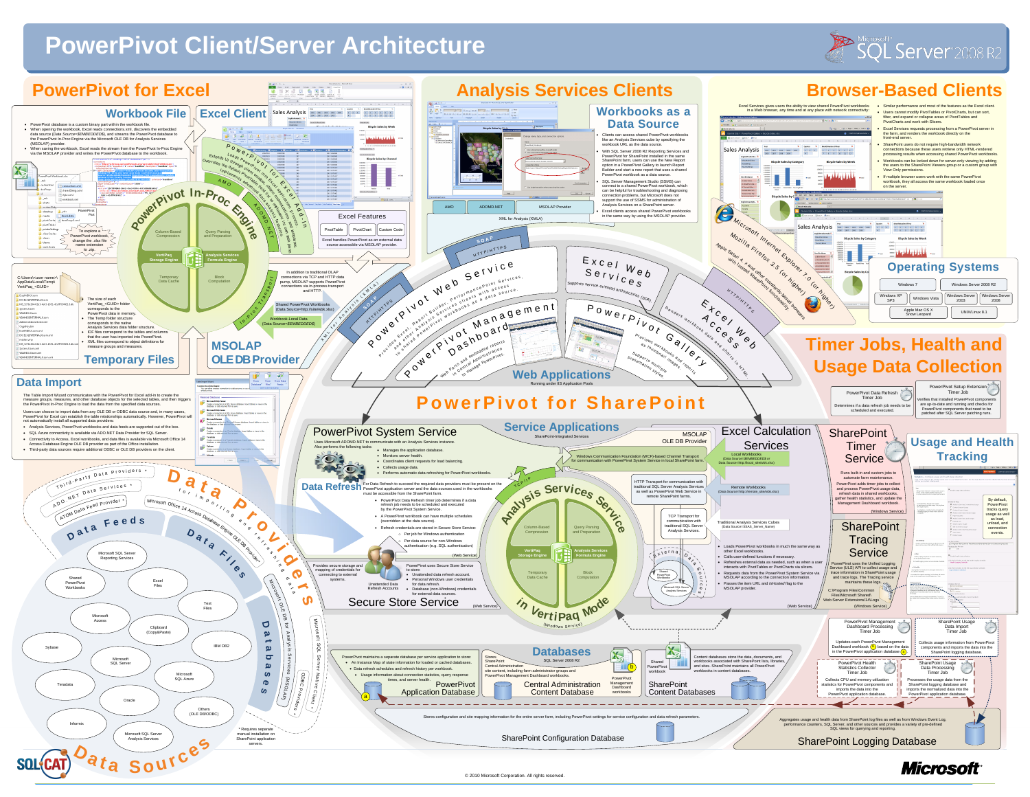# PowerPivot Client/Server Architecture

Microsoft SQL Server 2008 R2

## PowerPivot for Excel

### Workbook File

- PowerPivot database is a custom binary part within the workbook file.
- When opening the workbook, Excel reads connections.xml, discovers the embedded data source (Data Source=$EMBEDDED$), and streams the PowerPivot database to the PowerPivot In-Proc Engine via the Microsoft OLE DB for Analysis Services (MSOLAP) provider.
- When saving the workbook, Excel reads the stream from the PowerPivot In-Proc Engine via the MSOLAP provider and writes the PowerPivot database to the workbook.

To explore a PowerPivot workbook, change the .xlsx file name extension to .zip.

### Excel Client

PowerPivot for Excel Add-In: Loads PowerPivot into Excel process space. Extends UI through ribbon and field list. Overrides the default pivot table and field list behavior.

AMO, ADOMD.NET

PowerPivot In-Proc Engine: Column-Based Compression; Query Parsing and Preparation; VertiPaq Storage Engine; Analysis Services Formula Engine; Temporary Data Cache; Block Computation

In-Proc Transport

### Temporary Files

C:\Users\<user name>\AppData\Local\Temp\VertiPaq_<GUID>

- The size of each VertiPaq_<GUID> folder corresponds to the PowerPivot data in memory.
- The Temp folder structure corresponds to the native Analysis Services data folder structure.
- IDF files correspond to the tables and columns that the user has imported into PowerPivot.
- XML files correspond to object definitions for measure groups and measures.

### MSOLAP OLE DB Provider

In addition to traditional OLAP connections via TCP and HTTP data pump, MSOLAP supports PowerPivot connections via in-process transport and HTTP.

Shared PowerPivot Workbooks (Data Source=http://site/wb.xlsx)

Workbook-Local Data (Data Source=$EMBEDDED$)

### Excel Features

PivotTable | PivotChart | Custom Code

Excel handles PowerPivot as an external data source accessible via MSOLAP provider.

### Data Import

The Table Import Wizard communicates with the PowerPivot for Excel add-in to create the measure groups, measures, and other database objects for the selected tables, and then triggers the PowerPivot In-Proc Engine to load the data from the specified data sources.

Users can choose to import data from any OLE DB or ODBC data source and, in many cases, PowerPivot for Excel can establish the table relationships automatically. However, PowerPivot will not automatically install all supported data providers:

- Analysis Services, PowerPivot workbooks and data feeds are supported out of the box.
- SQL Azure connectivity is available via ADO.NET Data Provider for SQL Server.
- Connectivity to Access, Excel workbooks, and data files is available via Microsoft Office 14 Access Database Engine OLE DB provider as part of the Office installation.
- Third-party data sources require additional ODBC or OLE DB providers on the client.

## Data Providers for importing and refreshing data

### Data Feeds

Third-Party Data Providers*, ADO.NET Data Services*, ATOM Data Feed Provider*

Microsoft SQL Server Reporting Services; Shared PowerPivot Workbooks

### Data Files

Microsoft Office 14 Access Database Engine OLE DB Provider

Excel Files; Text Files; Microsoft Access; Clipboard (Copy&Paste)

### Databases

Microsoft OLE DB for Analysis Services (MSOLAP); Microsoft SQL Server Native Client*; ODBC Providers*

Sybase; IBM DB2; Microsoft SQL Server; Microsoft SQL Azure; Teradata; Oracle; Others (OLE DB/ODBC); Informix; Microsoft SQL Server Analysis Services

## Data Sources

\* Requires separate manual installation on SharePoint application servers.

## Analysis Services Clients

### Workbooks as a Data Source

- Clients can access shared PowerPivot workbooks like an Analysis Services cube by specifying the workbook URL as the data source.
- With SQL Server 2008 R2 Reporting Services and PowerPivot for SharePoint installed in the same SharePoint farm, users can use the New Report option in a PowerPivot Gallery to launch Report Builder and start a new report that uses a shared PowerPivot workbook as a data source.
- SQL Server Management Studio (SSMS) can connect to a shared PowerPivot workbook, which can be helpful for troubleshooting and diagnosing connection problems, but Microsoft does not support the use of SSMS for administration of Analysis Services on a SharePoint server.
- Excel clients access shared PowerPivot workbooks in the same way by using the MSOLAP provider.

AMO | ADOMD.NET | MSOLAP Provider

XML for Analysis (XMLA)

## Browser-Based Clients

Excel Services gives users the ability to view shared PowerPivot workbooks in a Web browser, any time and at any place with network connectivity:

- Similar performance and most of the features as the Excel client.
- Users cannot modify PivotTables or PivotCharts, but can sort, filter, and expand or collapse areas of PivotTables and PivotCharts and work with Slicers.
- Excel Services requests processing from a PowerPivot server in the farm, and renders the workbook directly on the front-end server.
- SharePoint users do not require high-bandwidth network connections because these users retrieve only HTML-rendered processing results when accessing shared PowerPivot workbooks.
- Workbooks can be locked down for server-only viewing by adding the users to the SharePoint Viewers group or a custom group with View Only permissions.
- If multiple browser users work with the same PowerPivot workbook, they all access the same workbook loaded once on the server.

Microsoft Internet Explorer 7.0 (or higher); Mozilla Firefox 3.5 (or higher) and other standards-based browsers; Apple Safari 4 and higher with limited SharePoint functionality

### Operating Systems

Windows 7; Windows Server 2008 R2; Windows XP SP3; Windows Vista; Windows Server 2003; Windows Server 2008; Apple Mac OS X Snow Leopard; UNIX/Linux 8.1

## Web Applications

Running under IIS SharePoint Application Pools

- **PowerPivot Web Service** — SOAP, HTTP/HTTPS, XML for Analysis (XMLA). Provides Excel, Report Builder, PerformancePoint Services, and other Analysis Services clients with access to shared PowerPivot workbooks as a data source.
- **PowerPivot Management Dashboard** — Web Parts and embedded reports in Central Administration to manage PowerPivot.
- **Excel Web Services** — Supports service-oriented architectures (SOA).
- **PowerPivot Gallery** — Previews workbooks and reports as thumbnail images. Supports multiple presentation styles.
- **Excel Web Access** — HTTP/HTTPS. Renders workbook data and charts in HTML.

## PowerPivot for SharePoint

## Timer Jobs, Health and Usage Data Collection

PowerPivot Data Refresh Timer Job: Determines if a data refresh job needs to be scheduled and executed.

PowerPivot Setup Extension Timer Job: Verifies that installed PowerPivot components are up-to-date and running and checks for PowerPivot components that need to be patched after SQL Server patching runs.

### Service Applications

SharePoint-Integrated Services

### PowerPivot System Service

Uses Microsoft ADOMD.NET to communicate with Analysis Services instance. Also performs the following tasks:

- Manages the application database.
- Monitors server health.
- Coordinates client requests for load balancing.
- Collects usage data.
- Performs automatic data refresh for PowerPivot workbooks.

**Data Refresh** For Data Refresh to succeed the required data providers must be present on the PowerPivot application server and the data sources used in the workbooks must be accessible from the SharePoint farm.

- PowerPivot Data Refresh timer job determines if a data refresh job needs to be scheduled and executed by the PowerPivot System Service.
- A PowerPivot workbook can have multiple schedules (overridden at the data source).
- Refresh credentials are stored in Secure Store Service:
  - Per job for Windows authentication
  - Per data source for non-Windows authentication (e.g. SQL authentication)

(Web Service)

### Secure Store Service

Provides secure storage and mapping of credentials for connecting to external systems.

Unattended Data Refresh Accounts

PowerPivot uses Secure Store Service to store:

- Unattended data refresh account.
- Personal Windows user credentials for data refresh.
- Database (non-Windows) credentials for external data sources.

(Web Service)

### Analysis Services Service in VertiPaq Mode

TCP/IP. Column-Based Compression; Query Parsing and Preparation; VertiPaq Storage Engine; Analysis Services Formula Engine; Temporary Data Cache; Block Computation (Windows Service)

External Data Sources: Shared PowerPivot Workbooks; Microsoft SQL Server Analysis Services

### MSOLAP OLE DB Provider

Windows Communication Foundation (WCF)-based Channel Transport for communication with PowerPivot System Service in local SharePoint farm.

Local Workbooks (Data Source=$EMBEDDED$ or Data Source=http://local_site/wb.xlsx)

HTTP Transport for communication with traditional SQL Server Analysis Services as well as PowerPivot Web Service in remote SharePoint farm.

Remote Workbooks (Data Source=http://remote_site/wb.xlsx)

TCP Transport for communication with traditional SQL Server Analysis Services.

Traditional Analysis Services Cubes (Data Source=SSAS_Server_Name)

### Excel Calculation Services

- Loads PowerPivot workbooks in much the same way as other Excel workbooks.
- Calls user-defined functions if necessary.
- Refreshes external data as needed, such as when a user interacts with PivotTables or PivotCharts via slicers.
- Requests data from the PowerPivot System Service via MSOLAP according to the connection information.
- Passes the item URL and /ishosted flag to the MSOLAP provider.

(Web Service)

### SharePoint Timer Service

Runs built-in and custom jobs to automate farm maintenance.

PowerPivot adds timer jobs to collect and process PowerPivot usage data, refresh data in shared workbooks, gather health statistics, and update the Management Dashboard workbook.

(Windows Service)

### SharePoint Tracing Service

PowerPivot uses the Unified Logging Service (ULS) API to collect usage and trace information in SharePoint usage and trace logs. The Tracing service maintains these logs.

C:\Program Files\Common Files\Microsoft Shared\Web Server Extensions\14\Logs

(Windows Service)

### Usage and Health Tracking

By default, PowerPivot tracks query usage as well as load, unload, and connection events.

PowerPivot Management Dashboard Processing Timer Job: Updates each PowerPivot Management Dashboard workbook (b) based on the data in the PowerPivot application database (a).

SharePoint Usage Data Import Timer Job: Collects usage information about PowerPivot components and imports the data into the SharePoint logging database.

PowerPivot Health Statistics Collector Timer Job: Collects CPU and memory utilization statistics for PowerPivot components and imports the data into the PowerPivot application database.

SharePoint Usage Data Processing Timer Job: Processes the usage data from the SharePoint logging database and imports the normalized data into the PowerPivot application database.

## Databases

SQL Server 2008 R2

**PowerPivot Application Database** (a): PowerPivot maintains a separate database per service application to store:

- An Instance Map of state information for loaded or cached databases.
- Data refresh schedules and refresh history per workbook.
- Usage information about connection statistics, query response times, and server health.

**Central Administration Content Database**: Stores SharePoint Central Administration site content, including farm administrator groups and PowerPivot Management Dashboard workbooks. PowerPivot Management Dashboard workbooks (b).

**SharePoint Content Databases**: Content databases store the data, documents, and workbooks associated with SharePoint lists, libraries, and sites. SharePoint maintains all PowerPivot workbooks in content databases. Shared PowerPivot workbook.

**SharePoint Configuration Database**: Stores configuration and site mapping information for the entire server farm, including PowerPivot settings for service configuration and data refresh parameters.

**SharePoint Logging Database**: Aggregates usage and health data from SharePoint log files as well as from Windows Event Log, performance counters, SQL Server, and other sources and provides a variety of pre-defined SQL views for querying and reporting.

© 2010 Microsoft Corporation. All rights reserved.

SQLCAT | Microsoft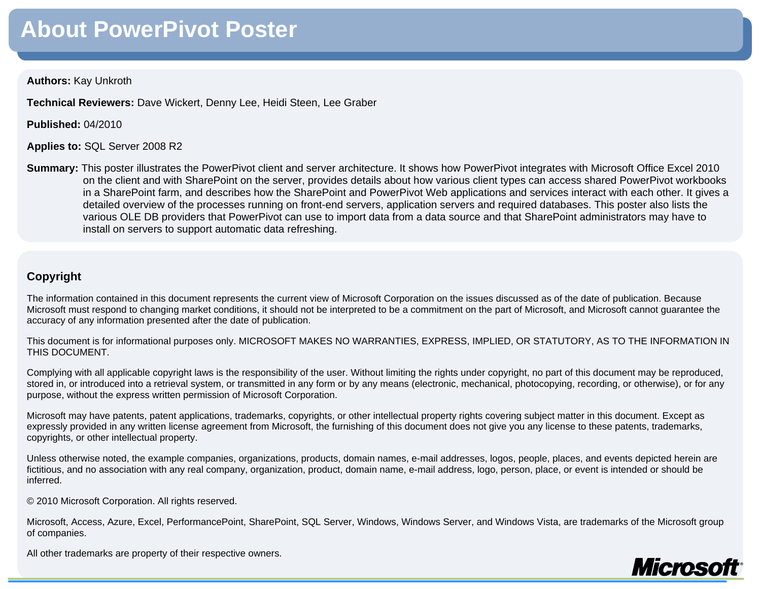# About PowerPivot Poster

**Authors:** Kay Unkroth

**Technical Reviewers:** Dave Wickert, Denny Lee, Heidi Steen, Lee Graber

**Published:** 04/2010

**Applies to:** SQL Server 2008 R2

**Summary:** This poster illustrates the PowerPivot client and server architecture. It shows how PowerPivot integrates with Microsoft Office Excel 2010 on the client and with SharePoint on the server, provides details about how various client types can access shared PowerPivot workbooks in a SharePoint farm, and describes how the SharePoint and PowerPivot Web applications and services interact with each other. It gives a detailed overview of the processes running on front-end servers, application servers and required databases. This poster also lists the various OLE DB providers that PowerPivot can use to import data from a data source and that SharePoint administrators may have to install on servers to support automatic data refreshing.

## Copyright

The information contained in this document represents the current view of Microsoft Corporation on the issues discussed as of the date of publication. Because Microsoft must respond to changing market conditions, it should not be interpreted to be a commitment on the part of Microsoft, and Microsoft cannot guarantee the accuracy of any information presented after the date of publication.

This document is for informational purposes only. MICROSOFT MAKES NO WARRANTIES, EXPRESS, IMPLIED, OR STATUTORY, AS TO THE INFORMATION IN THIS DOCUMENT.

Complying with all applicable copyright laws is the responsibility of the user. Without limiting the rights under copyright, no part of this document may be reproduced, stored in, or introduced into a retrieval system, or transmitted in any form or by any means (electronic, mechanical, photocopying, recording, or otherwise), or for any purpose, without the express written permission of Microsoft Corporation.

Microsoft may have patents, patent applications, trademarks, copyrights, or other intellectual property rights covering subject matter in this document. Except as expressly provided in any written license agreement from Microsoft, the furnishing of this document does not give you any license to these patents, trademarks, copyrights, or other intellectual property.

Unless otherwise noted, the example companies, organizations, products, domain names, e-mail addresses, logos, people, places, and events depicted herein are fictitious, and no association with any real company, organization, product, domain name, e-mail address, logo, person, place, or event is intended or should be inferred.

© 2010 Microsoft Corporation. All rights reserved.

Microsoft, Access, Azure, Excel, PerformancePoint, SharePoint, SQL Server, Windows, Windows Server, and Windows Vista, are trademarks of the Microsoft group of companies.

All other trademarks are property of their respective owners.

Microsoft®